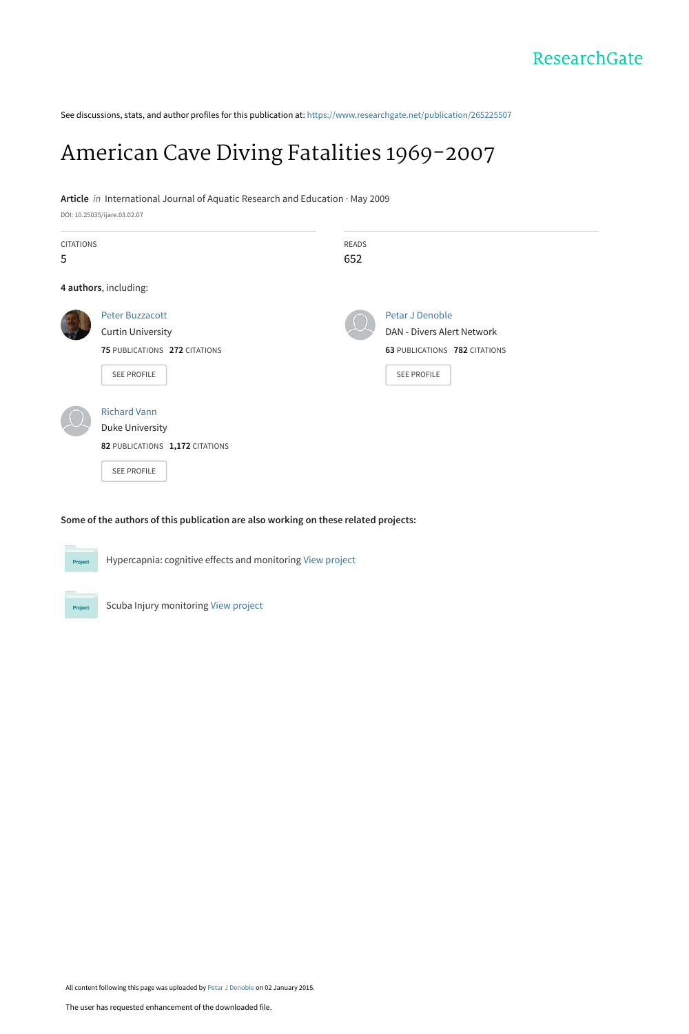See discussions, stats, and author profiles for this publication at: https://www.researchgate.net/publication/265225507

# American Cave Diving Fatalities 1969-2007

**Article** *in* International Journal of Aquatic Research and Education · May 2009

DOI: 10.25035/ijare.03.02.07

| CITATIONS | READS |
|---|---|
| 5 | 652 |

**4 authors**, including:

Peter Buzzacott
Curtin University
**75** PUBLICATIONS **272** CITATIONS
SEE PROFILE

Petar J Denoble
DAN - Divers Alert Network
**63** PUBLICATIONS **782** CITATIONS
SEE PROFILE

Richard Vann
Duke University
**82** PUBLICATIONS **1,172** CITATIONS
SEE PROFILE

**Some of the authors of this publication are also working on these related projects:**

Hypercapnia: cognitive effects and monitoring View project

Scuba Injury monitoring View project

All content following this page was uploaded by Petar J Denoble on 02 January 2015.

The user has requested enhancement of the downloaded file.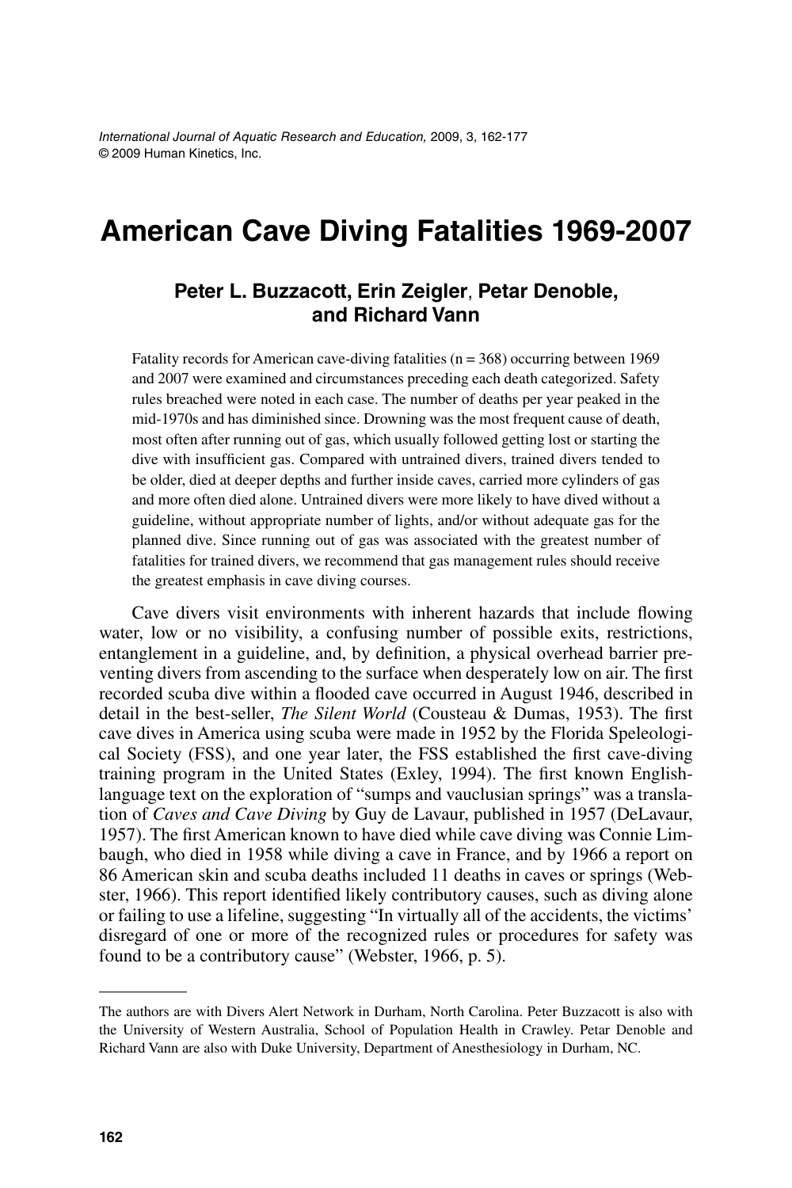# American Cave Diving Fatalities 1969-2007

**Peter L. Buzzacott, Erin Zeigler, Petar Denoble, and Richard Vann**

Fatality records for American cave-diving fatalities (n = 368) occurring between 1969 and 2007 were examined and circumstances preceding each death categorized. Safety rules breached were noted in each case. The number of deaths per year peaked in the mid-1970s and has diminished since. Drowning was the most frequent cause of death, most often after running out of gas, which usually followed getting lost or starting the dive with insufficient gas. Compared with untrained divers, trained divers tended to be older, died at deeper depths and further inside caves, carried more cylinders of gas and more often died alone. Untrained divers were more likely to have dived without a guideline, without appropriate number of lights, and/or without adequate gas for the planned dive. Since running out of gas was associated with the greatest number of fatalities for trained divers, we recommend that gas management rules should receive the greatest emphasis in cave diving courses.

Cave divers visit environments with inherent hazards that include flowing water, low or no visibility, a confusing number of possible exits, restrictions, entanglement in a guideline, and, by definition, a physical overhead barrier preventing divers from ascending to the surface when desperately low on air. The first recorded scuba dive within a flooded cave occurred in August 1946, described in detail in the best-seller, *The Silent World* (Cousteau & Dumas, 1953). The first cave dives in America using scuba were made in 1952 by the Florida Speleological Society (FSS), and one year later, the FSS established the first cave-diving training program in the United States (Exley, 1994). The first known English-language text on the exploration of "sumps and vauclusian springs" was a translation of *Caves and Cave Diving* by Guy de Lavaur, published in 1957 (DeLavaur, 1957). The first American known to have died while cave diving was Connie Limbaugh, who died in 1958 while diving a cave in France, and by 1966 a report on 86 American skin and scuba deaths included 11 deaths in caves or springs (Webster, 1966). This report identified likely contributory causes, such as diving alone or failing to use a lifeline, suggesting "In virtually all of the accidents, the victims' disregard of one or more of the recognized rules or procedures for safety was found to be a contributory cause" (Webster, 1966, p. 5).

The authors are with Divers Alert Network in Durham, North Carolina. Peter Buzzacott is also with the University of Western Australia, School of Population Health in Crawley. Petar Denoble and Richard Vann are also with Duke University, Department of Anesthesiology in Durham, NC.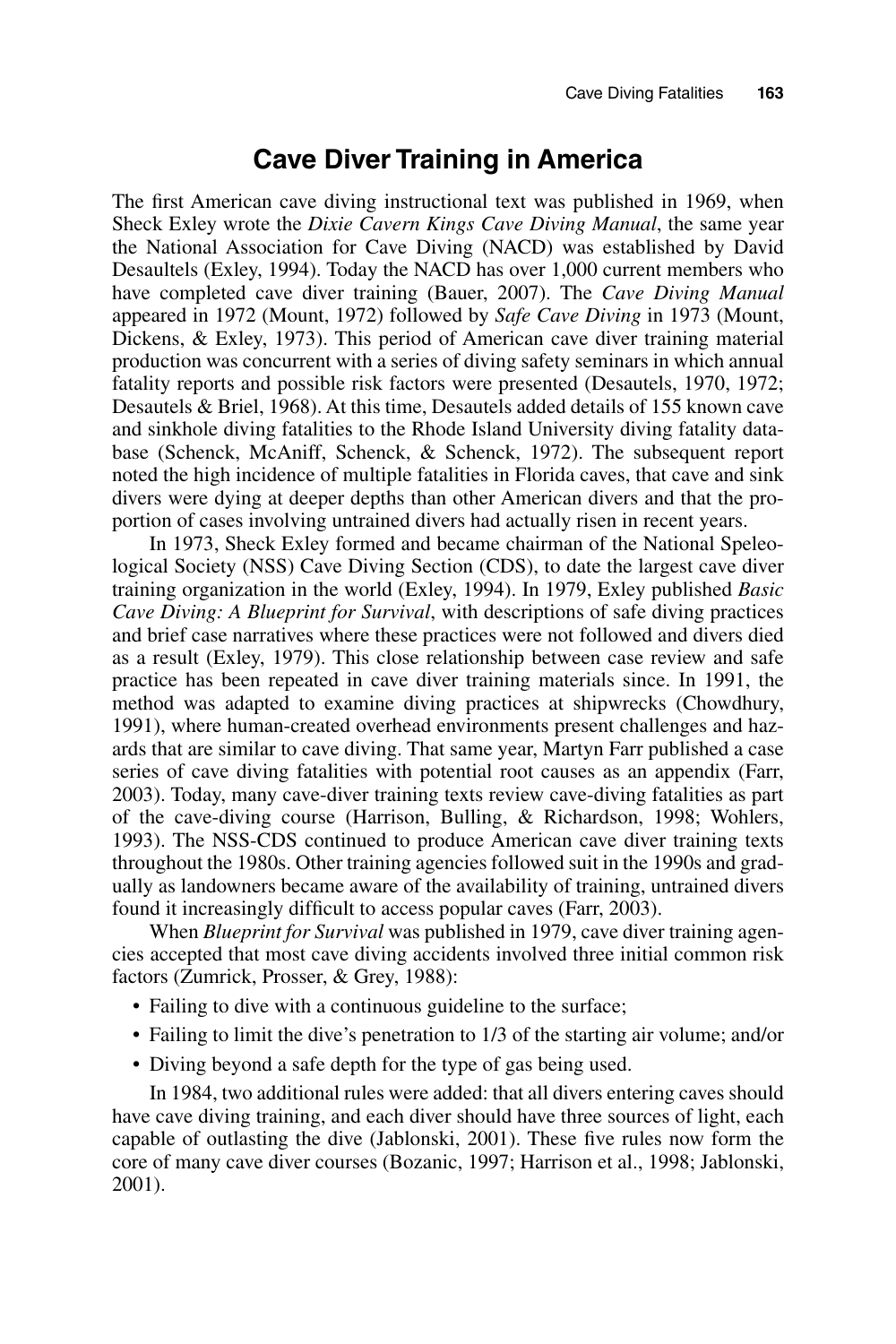## Cave Diver Training in America

The first American cave diving instructional text was published in 1969, when Sheck Exley wrote the *Dixie Cavern Kings Cave Diving Manual*, the same year the National Association for Cave Diving (NACD) was established by David Desaultels (Exley, 1994). Today the NACD has over 1,000 current members who have completed cave diver training (Bauer, 2007). The *Cave Diving Manual* appeared in 1972 (Mount, 1972) followed by *Safe Cave Diving* in 1973 (Mount, Dickens, & Exley, 1973). This period of American cave diver training material production was concurrent with a series of diving safety seminars in which annual fatality reports and possible risk factors were presented (Desautels, 1970, 1972; Desautels & Briel, 1968). At this time, Desautels added details of 155 known cave and sinkhole diving fatalities to the Rhode Island University diving fatality database (Schenck, McAniff, Schenck, & Schenck, 1972). The subsequent report noted the high incidence of multiple fatalities in Florida caves, that cave and sink divers were dying at deeper depths than other American divers and that the proportion of cases involving untrained divers had actually risen in recent years.

In 1973, Sheck Exley formed and became chairman of the National Speleological Society (NSS) Cave Diving Section (CDS), to date the largest cave diver training organization in the world (Exley, 1994). In 1979, Exley published *Basic Cave Diving: A Blueprint for Survival*, with descriptions of safe diving practices and brief case narratives where these practices were not followed and divers died as a result (Exley, 1979). This close relationship between case review and safe practice has been repeated in cave diver training materials since. In 1991, the method was adapted to examine diving practices at shipwrecks (Chowdhury, 1991), where human-created overhead environments present challenges and hazards that are similar to cave diving. That same year, Martyn Farr published a case series of cave diving fatalities with potential root causes as an appendix (Farr, 2003). Today, many cave-diver training texts review cave-diving fatalities as part of the cave-diving course (Harrison, Bulling, & Richardson, 1998; Wohlers, 1993). The NSS-CDS continued to produce American cave diver training texts throughout the 1980s. Other training agencies followed suit in the 1990s and gradually as landowners became aware of the availability of training, untrained divers found it increasingly difficult to access popular caves (Farr, 2003).

When *Blueprint for Survival* was published in 1979, cave diver training agencies accepted that most cave diving accidents involved three initial common risk factors (Zumrick, Prosser, & Grey, 1988):

- Failing to dive with a continuous guideline to the surface;
- Failing to limit the dive's penetration to 1/3 of the starting air volume; and/or
- Diving beyond a safe depth for the type of gas being used.

In 1984, two additional rules were added: that all divers entering caves should have cave diving training, and each diver should have three sources of light, each capable of outlasting the dive (Jablonski, 2001). These five rules now form the core of many cave diver courses (Bozanic, 1997; Harrison et al., 1998; Jablonski, 2001).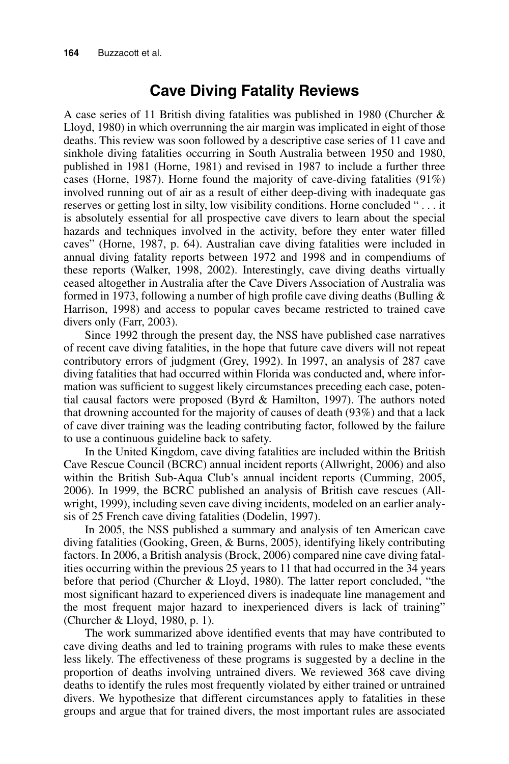## Cave Diving Fatality Reviews

A case series of 11 British diving fatalities was published in 1980 (Churcher & Lloyd, 1980) in which overrunning the air margin was implicated in eight of those deaths. This review was soon followed by a descriptive case series of 11 cave and sinkhole diving fatalities occurring in South Australia between 1950 and 1980, published in 1981 (Horne, 1981) and revised in 1987 to include a further three cases (Horne, 1987). Horne found the majority of cave-diving fatalities (91%) involved running out of air as a result of either deep-diving with inadequate gas reserves or getting lost in silty, low visibility conditions. Horne concluded " . . . it is absolutely essential for all prospective cave divers to learn about the special hazards and techniques involved in the activity, before they enter water filled caves" (Horne, 1987, p. 64). Australian cave diving fatalities were included in annual diving fatality reports between 1972 and 1998 and in compendiums of these reports (Walker, 1998, 2002). Interestingly, cave diving deaths virtually ceased altogether in Australia after the Cave Divers Association of Australia was formed in 1973, following a number of high profile cave diving deaths (Bulling & Harrison, 1998) and access to popular caves became restricted to trained cave divers only (Farr, 2003).

Since 1992 through the present day, the NSS have published case narratives of recent cave diving fatalities, in the hope that future cave divers will not repeat contributory errors of judgment (Grey, 1992). In 1997, an analysis of 287 cave diving fatalities that had occurred within Florida was conducted and, where information was sufficient to suggest likely circumstances preceding each case, potential causal factors were proposed (Byrd & Hamilton, 1997). The authors noted that drowning accounted for the majority of causes of death (93%) and that a lack of cave diver training was the leading contributing factor, followed by the failure to use a continuous guideline back to safety.

In the United Kingdom, cave diving fatalities are included within the British Cave Rescue Council (BCRC) annual incident reports (Allwright, 2006) and also within the British Sub-Aqua Club's annual incident reports (Cumming, 2005, 2006). In 1999, the BCRC published an analysis of British cave rescues (Allwright, 1999), including seven cave diving incidents, modeled on an earlier analysis of 25 French cave diving fatalities (Dodelin, 1997).

In 2005, the NSS published a summary and analysis of ten American cave diving fatalities (Gooking, Green, & Burns, 2005), identifying likely contributing factors. In 2006, a British analysis (Brock, 2006) compared nine cave diving fatalities occurring within the previous 25 years to 11 that had occurred in the 34 years before that period (Churcher & Lloyd, 1980). The latter report concluded, "the most significant hazard to experienced divers is inadequate line management and the most frequent major hazard to inexperienced divers is lack of training" (Churcher & Lloyd, 1980, p. 1).

The work summarized above identified events that may have contributed to cave diving deaths and led to training programs with rules to make these events less likely. The effectiveness of these programs is suggested by a decline in the proportion of deaths involving untrained divers. We reviewed 368 cave diving deaths to identify the rules most frequently violated by either trained or untrained divers. We hypothesize that different circumstances apply to fatalities in these groups and argue that for trained divers, the most important rules are associated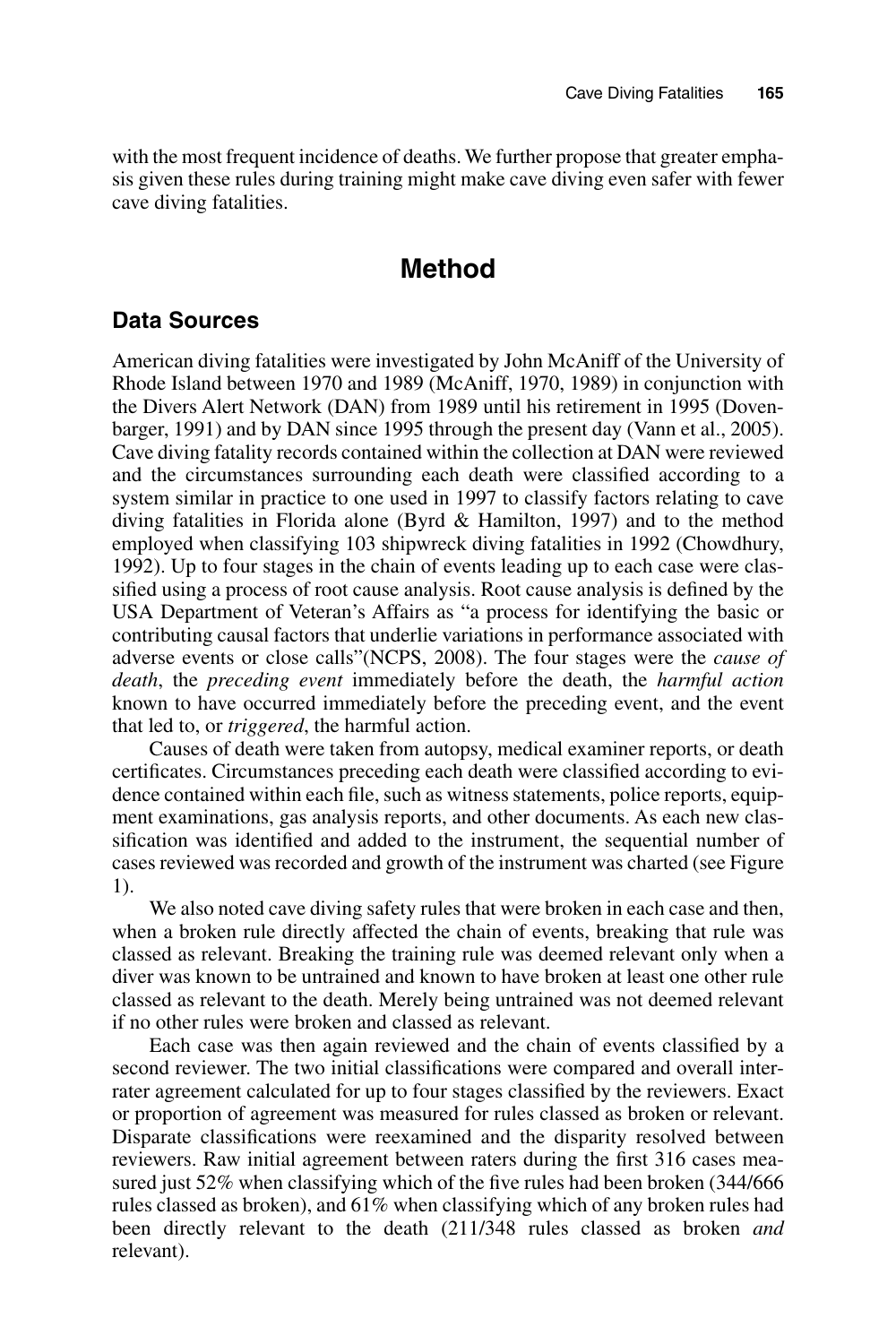with the most frequent incidence of deaths. We further propose that greater emphasis given these rules during training might make cave diving even safer with fewer cave diving fatalities.

# Method

## Data Sources

American diving fatalities were investigated by John McAniff of the University of Rhode Island between 1970 and 1989 (McAniff, 1970, 1989) in conjunction with the Divers Alert Network (DAN) from 1989 until his retirement in 1995 (Dovenbarger, 1991) and by DAN since 1995 through the present day (Vann et al., 2005). Cave diving fatality records contained within the collection at DAN were reviewed and the circumstances surrounding each death were classified according to a system similar in practice to one used in 1997 to classify factors relating to cave diving fatalities in Florida alone (Byrd & Hamilton, 1997) and to the method employed when classifying 103 shipwreck diving fatalities in 1992 (Chowdhury, 1992). Up to four stages in the chain of events leading up to each case were classified using a process of root cause analysis. Root cause analysis is defined by the USA Department of Veteran's Affairs as "a process for identifying the basic or contributing causal factors that underlie variations in performance associated with adverse events or close calls"(NCPS, 2008). The four stages were the *cause of death*, the *preceding event* immediately before the death, the *harmful action* known to have occurred immediately before the preceding event, and the event that led to, or *triggered*, the harmful action.

Causes of death were taken from autopsy, medical examiner reports, or death certificates. Circumstances preceding each death were classified according to evidence contained within each file, such as witness statements, police reports, equipment examinations, gas analysis reports, and other documents. As each new classification was identified and added to the instrument, the sequential number of cases reviewed was recorded and growth of the instrument was charted (see Figure 1).

We also noted cave diving safety rules that were broken in each case and then, when a broken rule directly affected the chain of events, breaking that rule was classed as relevant. Breaking the training rule was deemed relevant only when a diver was known to be untrained and known to have broken at least one other rule classed as relevant to the death. Merely being untrained was not deemed relevant if no other rules were broken and classed as relevant.

Each case was then again reviewed and the chain of events classified by a second reviewer. The two initial classifications were compared and overall inter-rater agreement calculated for up to four stages classified by the reviewers. Exact or proportion of agreement was measured for rules classed as broken or relevant. Disparate classifications were reexamined and the disparity resolved between reviewers. Raw initial agreement between raters during the first 316 cases measured just 52% when classifying which of the five rules had been broken (344/666 rules classed as broken), and 61% when classifying which of any broken rules had been directly relevant to the death (211/348 rules classed as broken *and* relevant).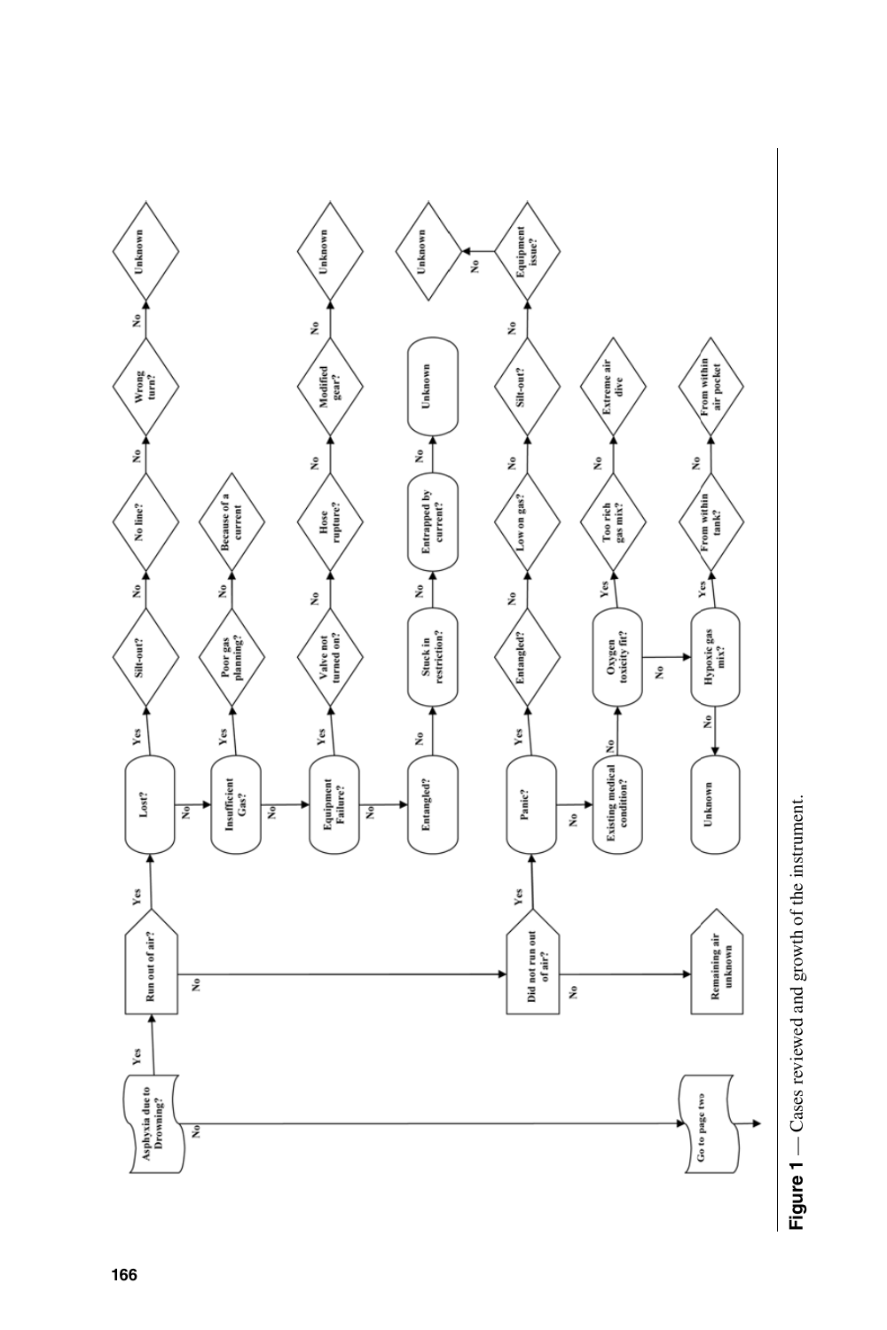- **Asphyxia due to Drowning?**
  - Yes → **Run out of air?**
    - Yes → **Lost?**
      - Yes → Silt-out? → No → No line? → No → Wrong turn? → No → Unknown
      - No → **Insufficient Gas?**
        - Yes → Poor gas planning? → No → Because of a current
        - No → **Equipment Failure?**
          - Yes → Valve not turned on? → No → Hose rupture? → No → Modified gear? → No → Unknown
          - No → **Entangled?**
            - No → Stuck in restriction? → No → Entrapped by current? → No → Unknown
    - No → **Did not run out of air?**
      - Yes → **Panic?**
        - Yes → Entangled? → No → Low on gas? → No → Silt-out? → No → Equipment issue? → No → Unknown
        - No → **Existing medical condition?**
          - No → **Oxygen toxicity fit?**
            - Yes → Too rich gas mix? → No → Extreme air dive
            - No → **Hypoxic gas mix?**
              - Yes → From within tank? → No → From within air pocket
              - No → Unknown
      - No → Remaining air unknown
  - No → Go to page two

**Figure 1** — Cases reviewed and growth of the instrument.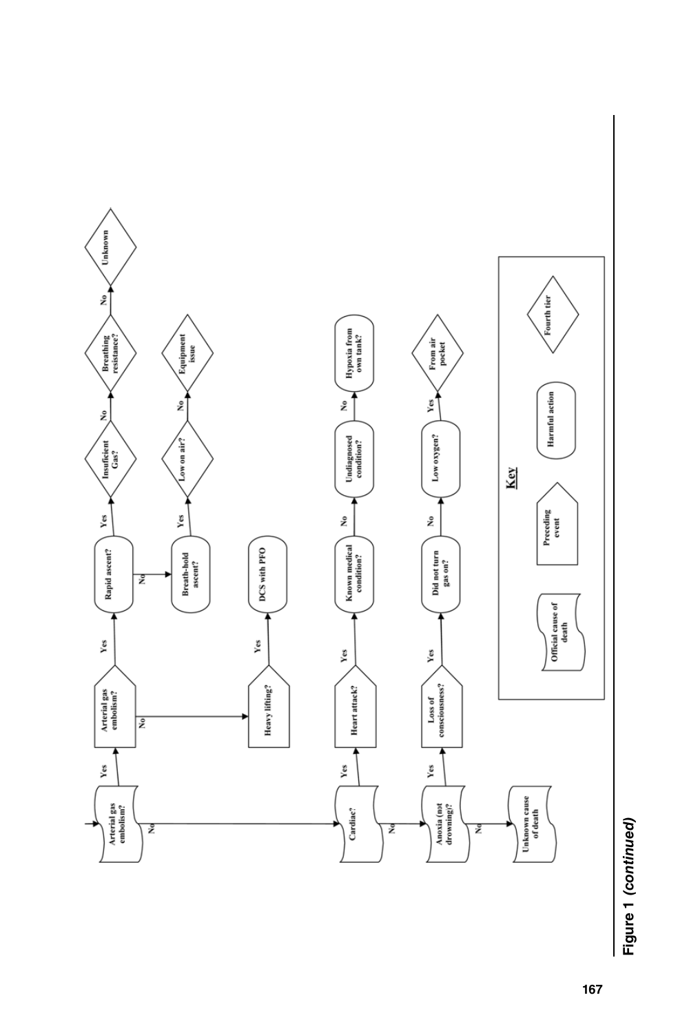- **Arterial gas embolism?** (Official cause of death)
  - Yes → **Arterial gas embolism?** (Preceding event)
    - Yes → **Rapid ascent?** (Harmful action)
      - Yes → **Insufficient Gas?** (Fourth tier)
        - No → **Breathing resistance?** (Fourth tier)
          - No → **Unknown** (Fourth tier)
      - No → **Breath-hold ascent?** (Harmful action)
        - Yes → **Low on air?** (Fourth tier)
          - No → **Equipment issue** (Fourth tier)
    - No → **Heavy lifting?** (Preceding event)
      - Yes → **DCS with PFO** (Harmful action)
  - No → **Cardiac?** (Official cause of death)
    - Yes → **Heart attack?** (Preceding event)
      - Yes → **Known medical condition?** (Harmful action)
        - No → **Undiagnosed condition?** (Harmful action)
          - No → **Hypoxia from own tank?** (Harmful action)
    - No → **Anoxia (not drowning)?** (Official cause of death)
      - Yes → **Loss of consciousness?** (Preceding event)
        - Yes → **Did not turn gas on?** (Harmful action)
          - No → **Low oxygen?** (Harmful action)
            - Yes → **From air pocket** (Fourth tier)
      - No → **Unknown cause of death** (Official cause of death)

**Key**

- Official cause of death
- Preceding event
- Harmful action
- Fourth tier

**Figure 1** ***(continued)***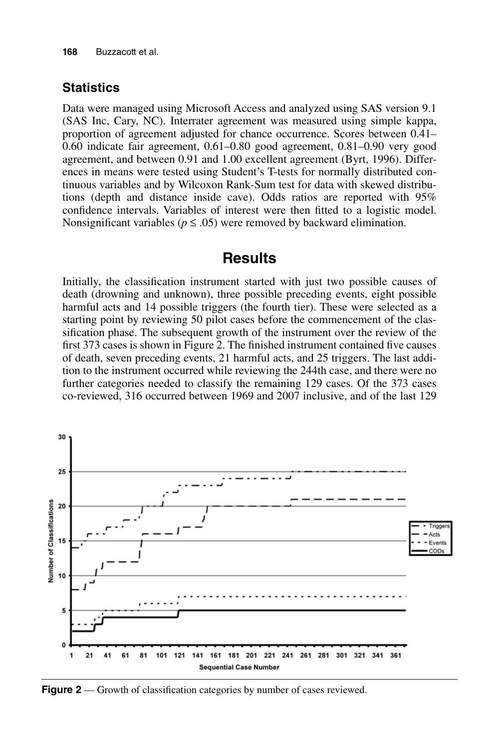## Statistics

Data were managed using Microsoft Access and analyzed using SAS version 9.1 (SAS Inc, Cary, NC). Interrater agreement was measured using simple kappa, proportion of agreement adjusted for chance occurrence. Scores between 0.41–0.60 indicate fair agreement, 0.61–0.80 good agreement, 0.81–0.90 very good agreement, and between 0.91 and 1.00 excellent agreement (Byrt, 1996). Differences in means were tested using Student's T-tests for normally distributed continuous variables and by Wilcoxon Rank-Sum test for data with skewed distributions (depth and distance inside cave). Odds ratios are reported with 95% confidence intervals. Variables of interest were then fitted to a logistic model. Nonsignificant variables ($p \leq .05$) were removed by backward elimination.

# Results

Initially, the classification instrument started with just two possible causes of death (drowning and unknown), three possible preceding events, eight possible harmful acts and 14 possible triggers (the fourth tier). These were selected as a starting point by reviewing 50 pilot cases before the commencement of the classification phase. The subsequent growth of the instrument over the review of the first 373 cases is shown in Figure 2. The finished instrument contained five causes of death, seven preceding events, 21 harmful acts, and 25 triggers. The last addition to the instrument occurred while reviewing the 244th case, and there were no further categories needed to classify the remaining 129 cases. Of the 373 cases co-reviewed, 316 occurred between 1969 and 2007 inclusive, and of the last 129

**Figure 2** — Growth of classification categories by number of cases reviewed.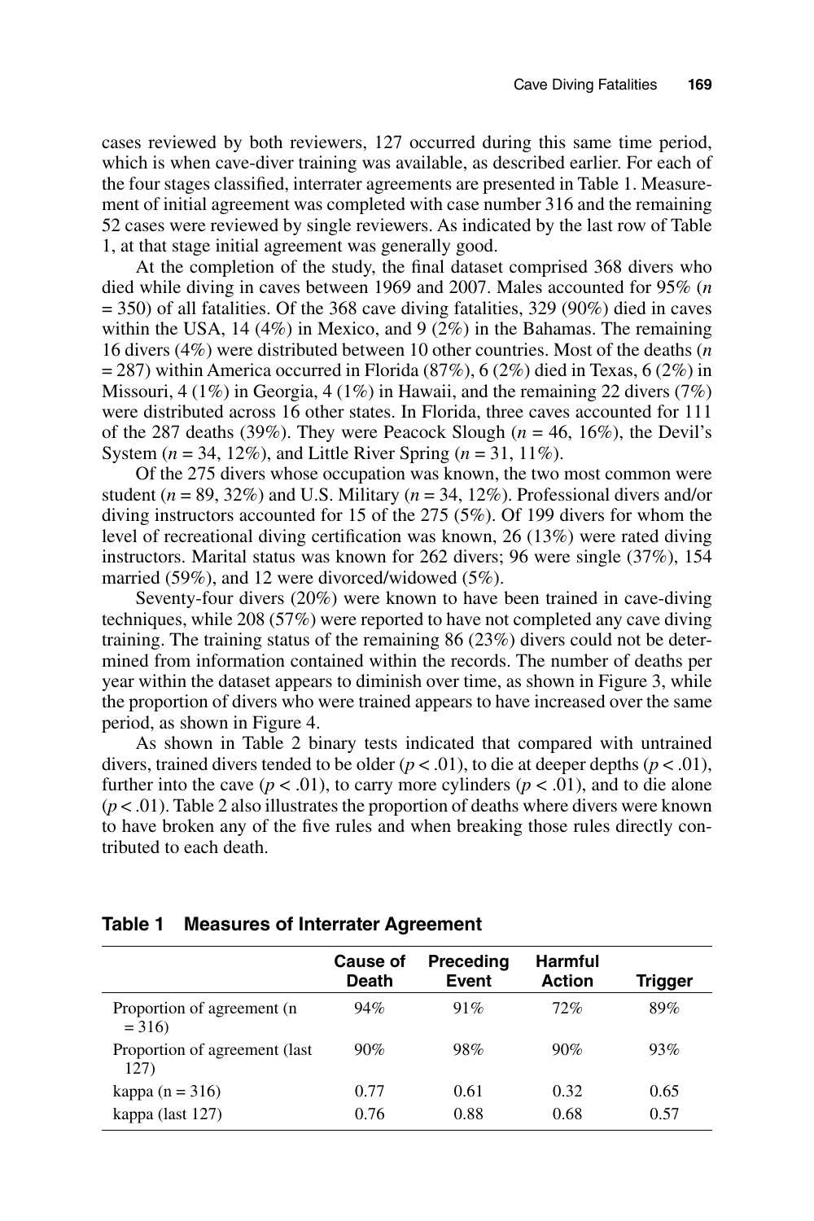cases reviewed by both reviewers, 127 occurred during this same time period, which is when cave-diver training was available, as described earlier. For each of the four stages classified, interrater agreements are presented in Table 1. Measurement of initial agreement was completed with case number 316 and the remaining 52 cases were reviewed by single reviewers. As indicated by the last row of Table 1, at that stage initial agreement was generally good.

At the completion of the study, the final dataset comprised 368 divers who died while diving in caves between 1969 and 2007. Males accounted for 95% ($n = 350$) of all fatalities. Of the 368 cave diving fatalities, 329 (90%) died in caves within the USA, 14 (4%) in Mexico, and 9 (2%) in the Bahamas. The remaining 16 divers (4%) were distributed between 10 other countries. Most of the deaths ($n = 287$) within America occurred in Florida (87%), 6 (2%) died in Texas, 6 (2%) in Missouri, 4 (1%) in Georgia, 4 (1%) in Hawaii, and the remaining 22 divers (7%) were distributed across 16 other states. In Florida, three caves accounted for 111 of the 287 deaths (39%). They were Peacock Slough ($n = 46$, 16%), the Devil's System ($n = 34$, 12%), and Little River Spring ($n = 31$, 11%).

Of the 275 divers whose occupation was known, the two most common were student ($n = 89$, 32%) and U.S. Military ($n = 34$, 12%). Professional divers and/or diving instructors accounted for 15 of the 275 (5%). Of 199 divers for whom the level of recreational diving certification was known, 26 (13%) were rated diving instructors. Marital status was known for 262 divers; 96 were single (37%), 154 married (59%), and 12 were divorced/widowed (5%).

Seventy-four divers (20%) were known to have been trained in cave-diving techniques, while 208 (57%) were reported to have not completed any cave diving training. The training status of the remaining 86 (23%) divers could not be determined from information contained within the records. The number of deaths per year within the dataset appears to diminish over time, as shown in Figure 3, while the proportion of divers who were trained appears to have increased over the same period, as shown in Figure 4.

As shown in Table 2 binary tests indicated that compared with untrained divers, trained divers tended to be older ($p < .01$), to die at deeper depths ($p < .01$), further into the cave ($p < .01$), to carry more cylinders ($p < .01$), and to die alone ($p < .01$). Table 2 also illustrates the proportion of deaths where divers were known to have broken any of the five rules and when breaking those rules directly contributed to each death.

**Table 1 Measures of Interrater Agreement**

| | Cause of Death | Preceding Event | Harmful Action | Trigger |
|---|---|---|---|---|
| Proportion of agreement (n = 316) | 94% | 91% | 72% | 89% |
| Proportion of agreement (last 127) | 90% | 98% | 90% | 93% |
| kappa (n = 316) | 0.77 | 0.61 | 0.32 | 0.65 |
| kappa (last 127) | 0.76 | 0.88 | 0.68 | 0.57 |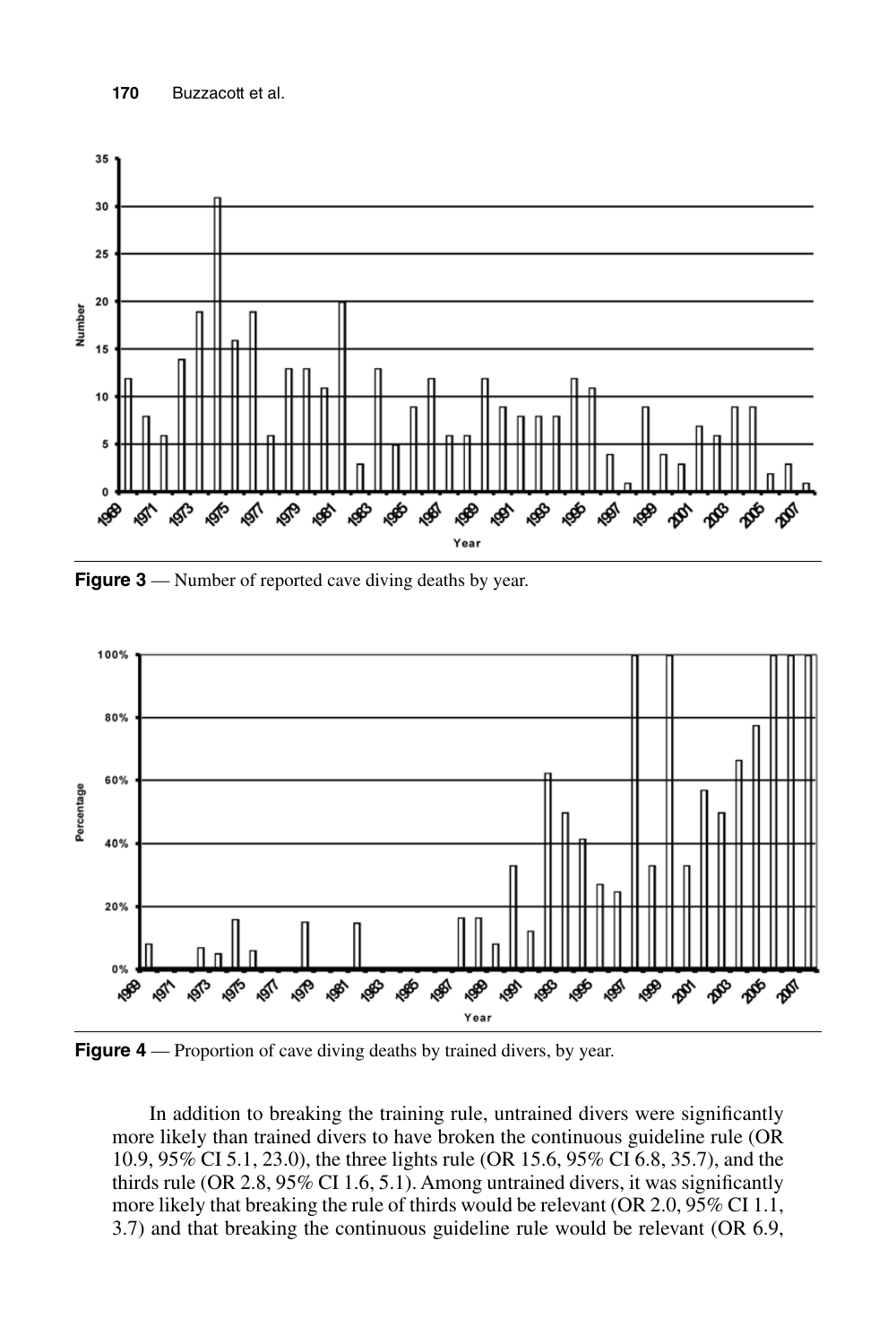**Figure 3** — Number of reported cave diving deaths by year.

**Figure 4** — Proportion of cave diving deaths by trained divers, by year.

In addition to breaking the training rule, untrained divers were significantly more likely than trained divers to have broken the continuous guideline rule (OR 10.9, 95% CI 5.1, 23.0), the three lights rule (OR 15.6, 95% CI 6.8, 35.7), and the thirds rule (OR 2.8, 95% CI 1.6, 5.1). Among untrained divers, it was significantly more likely that breaking the rule of thirds would be relevant (OR 2.0, 95% CI 1.1, 3.7) and that breaking the continuous guideline rule would be relevant (OR 6.9,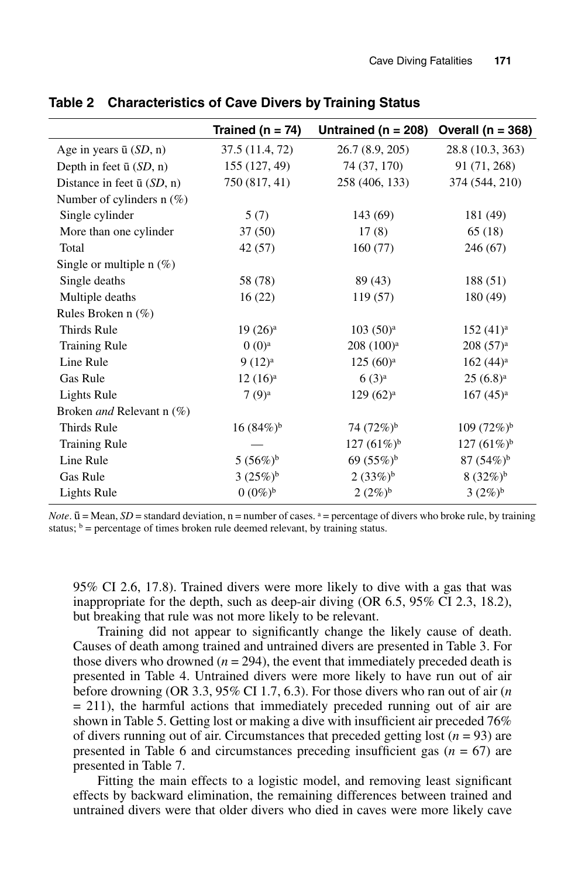**Table 2 Characteristics of Cave Divers by Training Status**

| | Trained (n = 74) | Untrained (n = 208) | Overall (n = 368) |
|---|---|---|---|
| Age in years ū (*SD*, n) | 37.5 (11.4, 72) | 26.7 (8.9, 205) | 28.8 (10.3, 363) |
| Depth in feet ū (*SD*, n) | 155 (127, 49) | 74 (37, 170) | 91 (71, 268) |
| Distance in feet ū (*SD*, n) | 750 (817, 41) | 258 (406, 133) | 374 (544, 210) |
| Number of cylinders n (%) | | | |
| Single cylinder | 5 (7) | 143 (69) | 181 (49) |
| More than one cylinder | 37 (50) | 17 (8) | 65 (18) |
| Total | 42 (57) | 160 (77) | 246 (67) |
| Single or multiple n (%) | | | |
| Single deaths | 58 (78) | 89 (43) | 188 (51) |
| Multiple deaths | 16 (22) | 119 (57) | 180 (49) |
| Rules Broken n (%) | | | |
| Thirds Rule | 19 (26)[a] | 103 (50)[a] | 152 (41)[a] |
| Training Rule | 0 (0)[a] | 208 (100)[a] | 208 (57)[a] |
| Line Rule | 9 (12)[a] | 125 (60)[a] | 162 (44)[a] |
| Gas Rule | 12 (16)[a] | 6 (3)[a] | 25 (6.8)[a] |
| Lights Rule | 7 (9)[a] | 129 (62)[a] | 167 (45)[a] |
| Broken *and* Relevant n (%) | | | |
| Thirds Rule | 16 (84%)[b] | 74 (72%)[b] | 109 (72%)[b] |
| Training Rule | — | 127 (61%)[b] | 127 (61%)[b] |
| Line Rule | 5 (56%)[b] | 69 (55%)[b] | 87 (54%)[b] |
| Gas Rule | 3 (25%)[b] | 2 (33%)[b] | 8 (32%)[b] |
| Lights Rule | 0 (0%)[b] | 2 (2%)[b] | 3 (2%)[b] |

*Note*. ū = Mean, *SD* = standard deviation, n = number of cases. [a] = percentage of divers who broke rule, by training status; [b] = percentage of times broken rule deemed relevant, by training status.

95% CI 2.6, 17.8). Trained divers were more likely to dive with a gas that was inappropriate for the depth, such as deep-air diving (OR 6.5, 95% CI 2.3, 18.2), but breaking that rule was not more likely to be relevant.

Training did not appear to significantly change the likely cause of death. Causes of death among trained and untrained divers are presented in Table 3. For those divers who drowned ($n = 294$), the event that immediately preceded death is presented in Table 4. Untrained divers were more likely to have run out of air before drowning (OR 3.3, 95% CI 1.7, 6.3). For those divers who ran out of air ($n = 211$), the harmful actions that immediately preceded running out of air are shown in Table 5. Getting lost or making a dive with insufficient air preceded 76% of divers running out of air. Circumstances that preceded getting lost ($n = 93$) are presented in Table 6 and circumstances preceding insufficient gas ($n = 67$) are presented in Table 7.

Fitting the main effects to a logistic model, and removing least significant effects by backward elimination, the remaining differences between trained and untrained divers were that older divers who died in caves were more likely cave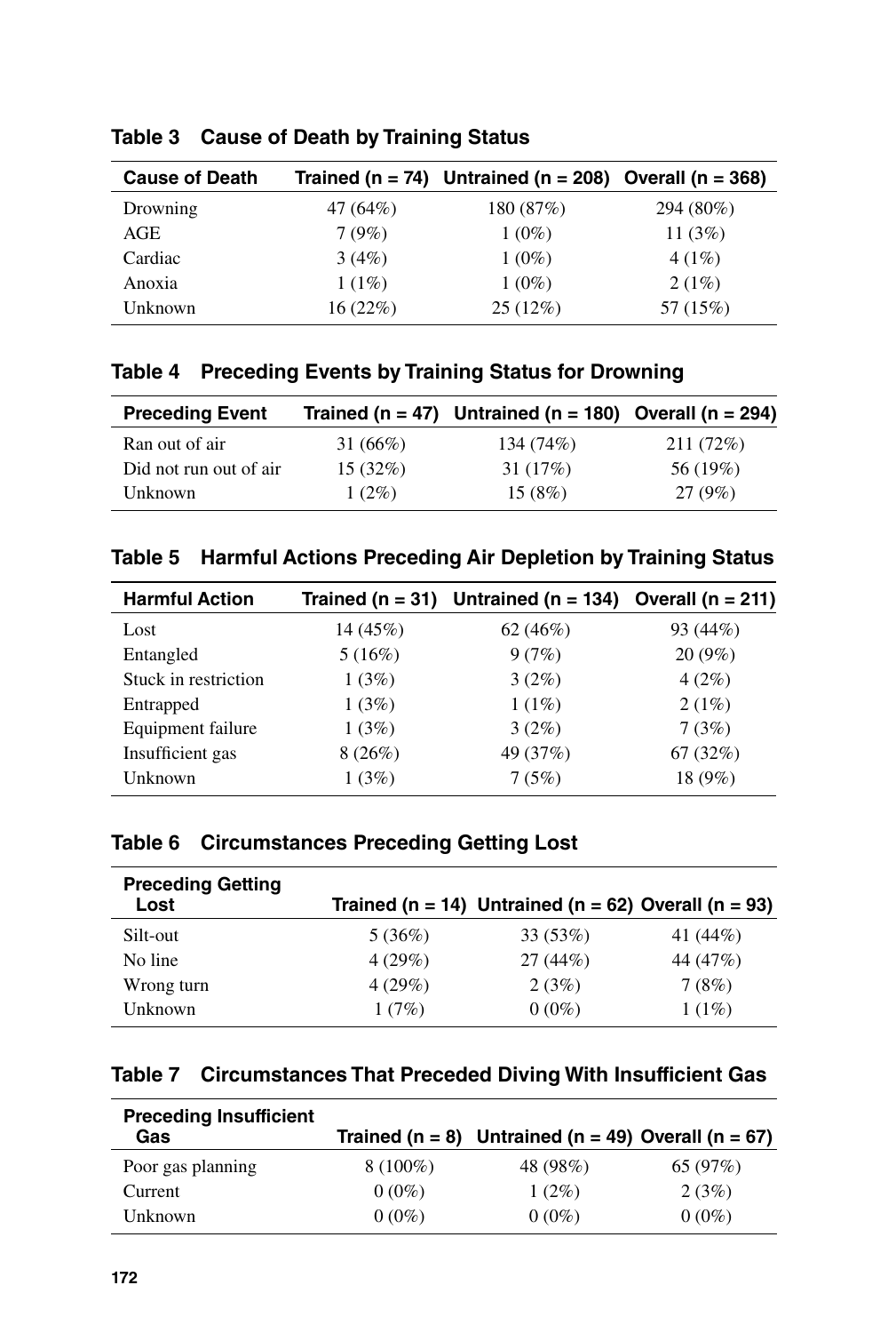**Table 3 Cause of Death by Training Status**

| Cause of Death | Trained (n = 74) | Untrained (n = 208) | Overall (n = 368) |
|---|---|---|---|
| Drowning | 47 (64%) | 180 (87%) | 294 (80%) |
| AGE | 7 (9%) | 1 (0%) | 11 (3%) |
| Cardiac | 3 (4%) | 1 (0%) | 4 (1%) |
| Anoxia | 1 (1%) | 1 (0%) | 2 (1%) |
| Unknown | 16 (22%) | 25 (12%) | 57 (15%) |

**Table 4 Preceding Events by Training Status for Drowning**

| Preceding Event | Trained (n = 47) | Untrained (n = 180) | Overall (n = 294) |
|---|---|---|---|
| Ran out of air | 31 (66%) | 134 (74%) | 211 (72%) |
| Did not run out of air | 15 (32%) | 31 (17%) | 56 (19%) |
| Unknown | 1 (2%) | 15 (8%) | 27 (9%) |

**Table 5 Harmful Actions Preceding Air Depletion by Training Status**

| Harmful Action | Trained (n = 31) | Untrained (n = 134) | Overall (n = 211) |
|---|---|---|---|
| Lost | 14 (45%) | 62 (46%) | 93 (44%) |
| Entangled | 5 (16%) | 9 (7%) | 20 (9%) |
| Stuck in restriction | 1 (3%) | 3 (2%) | 4 (2%) |
| Entrapped | 1 (3%) | 1 (1%) | 2 (1%) |
| Equipment failure | 1 (3%) | 3 (2%) | 7 (3%) |
| Insufficient gas | 8 (26%) | 49 (37%) | 67 (32%) |
| Unknown | 1 (3%) | 7 (5%) | 18 (9%) |

**Table 6 Circumstances Preceding Getting Lost**

| Preceding Getting Lost | Trained (n = 14) | Untrained (n = 62) | Overall (n = 93) |
|---|---|---|---|
| Silt-out | 5 (36%) | 33 (53%) | 41 (44%) |
| No line | 4 (29%) | 27 (44%) | 44 (47%) |
| Wrong turn | 4 (29%) | 2 (3%) | 7 (8%) |
| Unknown | 1 (7%) | 0 (0%) | 1 (1%) |

**Table 7 Circumstances That Preceded Diving With Insufficient Gas**

| Preceding Insufficient Gas | Trained (n = 8) | Untrained (n = 49) | Overall (n = 67) |
|---|---|---|---|
| Poor gas planning | 8 (100%) | 48 (98%) | 65 (97%) |
| Current | 0 (0%) | 1 (2%) | 2 (3%) |
| Unknown | 0 (0%) | 0 (0%) | 0 (0%) |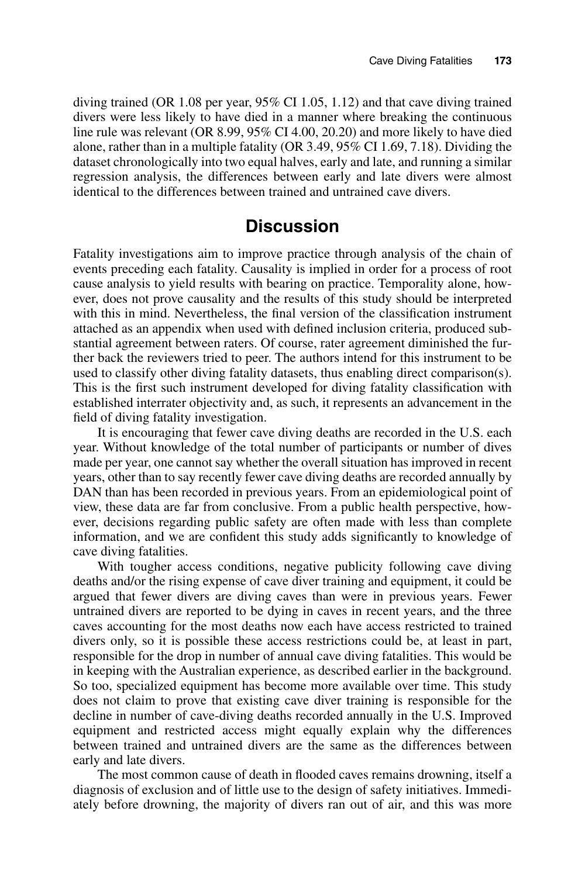diving trained (OR 1.08 per year, 95% CI 1.05, 1.12) and that cave diving trained divers were less likely to have died in a manner where breaking the continuous line rule was relevant (OR 8.99, 95% CI 4.00, 20.20) and more likely to have died alone, rather than in a multiple fatality (OR 3.49, 95% CI 1.69, 7.18). Dividing the dataset chronologically into two equal halves, early and late, and running a similar regression analysis, the differences between early and late divers were almost identical to the differences between trained and untrained cave divers.

## Discussion

Fatality investigations aim to improve practice through analysis of the chain of events preceding each fatality. Causality is implied in order for a process of root cause analysis to yield results with bearing on practice. Temporality alone, however, does not prove causality and the results of this study should be interpreted with this in mind. Nevertheless, the final version of the classification instrument attached as an appendix when used with defined inclusion criteria, produced substantial agreement between raters. Of course, rater agreement diminished the further back the reviewers tried to peer. The authors intend for this instrument to be used to classify other diving fatality datasets, thus enabling direct comparison(s). This is the first such instrument developed for diving fatality classification with established interrater objectivity and, as such, it represents an advancement in the field of diving fatality investigation.

It is encouraging that fewer cave diving deaths are recorded in the U.S. each year. Without knowledge of the total number of participants or number of dives made per year, one cannot say whether the overall situation has improved in recent years, other than to say recently fewer cave diving deaths are recorded annually by DAN than has been recorded in previous years. From an epidemiological point of view, these data are far from conclusive. From a public health perspective, however, decisions regarding public safety are often made with less than complete information, and we are confident this study adds significantly to knowledge of cave diving fatalities.

With tougher access conditions, negative publicity following cave diving deaths and/or the rising expense of cave diver training and equipment, it could be argued that fewer divers are diving caves than were in previous years. Fewer untrained divers are reported to be dying in caves in recent years, and the three caves accounting for the most deaths now each have access restricted to trained divers only, so it is possible these access restrictions could be, at least in part, responsible for the drop in number of annual cave diving fatalities. This would be in keeping with the Australian experience, as described earlier in the background. So too, specialized equipment has become more available over time. This study does not claim to prove that existing cave diver training is responsible for the decline in number of cave-diving deaths recorded annually in the U.S. Improved equipment and restricted access might equally explain why the differences between trained and untrained divers are the same as the differences between early and late divers.

The most common cause of death in flooded caves remains drowning, itself a diagnosis of exclusion and of little use to the design of safety initiatives. Immediately before drowning, the majority of divers ran out of air, and this was more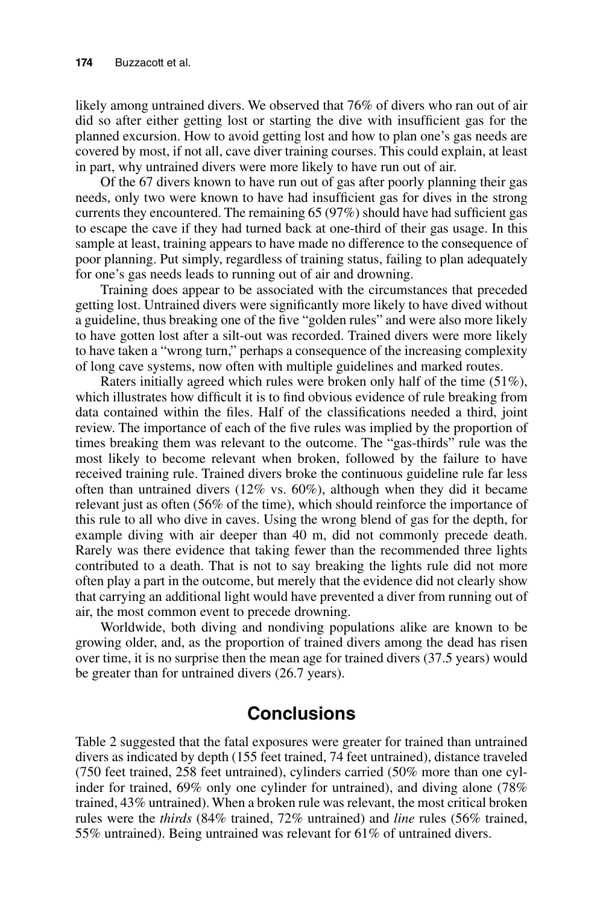likely among untrained divers. We observed that 76% of divers who ran out of air did so after either getting lost or starting the dive with insufficient gas for the planned excursion. How to avoid getting lost and how to plan one's gas needs are covered by most, if not all, cave diver training courses. This could explain, at least in part, why untrained divers were more likely to have run out of air.

Of the 67 divers known to have run out of gas after poorly planning their gas needs, only two were known to have had insufficient gas for dives in the strong currents they encountered. The remaining 65 (97%) should have had sufficient gas to escape the cave if they had turned back at one-third of their gas usage. In this sample at least, training appears to have made no difference to the consequence of poor planning. Put simply, regardless of training status, failing to plan adequately for one's gas needs leads to running out of air and drowning.

Training does appear to be associated with the circumstances that preceded getting lost. Untrained divers were significantly more likely to have dived without a guideline, thus breaking one of the five "golden rules" and were also more likely to have gotten lost after a silt-out was recorded. Trained divers were more likely to have taken a "wrong turn," perhaps a consequence of the increasing complexity of long cave systems, now often with multiple guidelines and marked routes.

Raters initially agreed which rules were broken only half of the time (51%), which illustrates how difficult it is to find obvious evidence of rule breaking from data contained within the files. Half of the classifications needed a third, joint review. The importance of each of the five rules was implied by the proportion of times breaking them was relevant to the outcome. The "gas-thirds" rule was the most likely to become relevant when broken, followed by the failure to have received training rule. Trained divers broke the continuous guideline rule far less often than untrained divers (12% vs. 60%), although when they did it became relevant just as often (56% of the time), which should reinforce the importance of this rule to all who dive in caves. Using the wrong blend of gas for the depth, for example diving with air deeper than 40 m, did not commonly precede death. Rarely was there evidence that taking fewer than the recommended three lights contributed to a death. That is not to say breaking the lights rule did not more often play a part in the outcome, but merely that the evidence did not clearly show that carrying an additional light would have prevented a diver from running out of air, the most common event to precede drowning.

Worldwide, both diving and nondiving populations alike are known to be growing older, and, as the proportion of trained divers among the dead has risen over time, it is no surprise then the mean age for trained divers (37.5 years) would be greater than for untrained divers (26.7 years).

## Conclusions

Table 2 suggested that the fatal exposures were greater for trained than untrained divers as indicated by depth (155 feet trained, 74 feet untrained), distance traveled (750 feet trained, 258 feet untrained), cylinders carried (50% more than one cylinder for trained, 69% only one cylinder for untrained), and diving alone (78% trained, 43% untrained). When a broken rule was relevant, the most critical broken rules were the *thirds* (84% trained, 72% untrained) and *line* rules (56% trained, 55% untrained). Being untrained was relevant for 61% of untrained divers.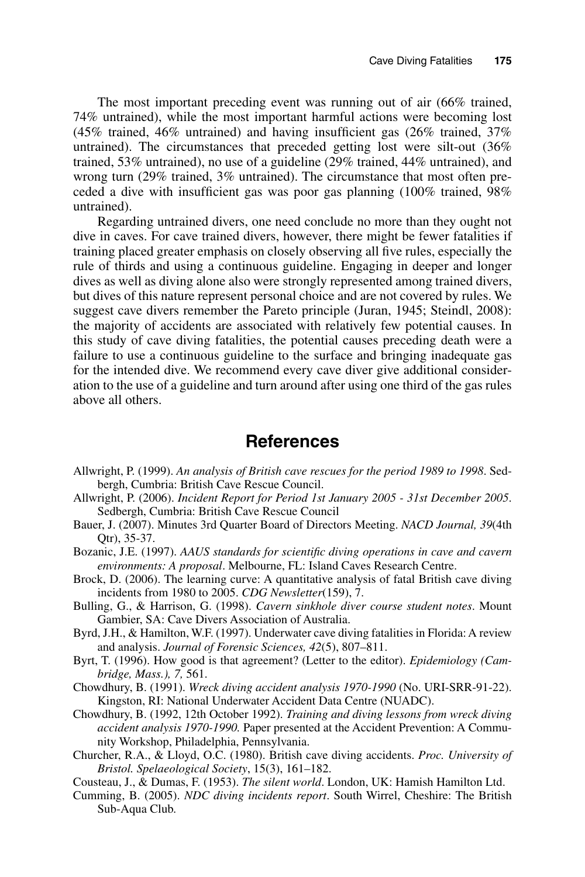The most important preceding event was running out of air (66% trained, 74% untrained), while the most important harmful actions were becoming lost (45% trained, 46% untrained) and having insufficient gas (26% trained, 37% untrained). The circumstances that preceded getting lost were silt-out (36% trained, 53% untrained), no use of a guideline (29% trained, 44% untrained), and wrong turn (29% trained, 3% untrained). The circumstance that most often preceded a dive with insufficient gas was poor gas planning (100% trained, 98% untrained).

Regarding untrained divers, one need conclude no more than they ought not dive in caves. For cave trained divers, however, there might be fewer fatalities if training placed greater emphasis on closely observing all five rules, especially the rule of thirds and using a continuous guideline. Engaging in deeper and longer dives as well as diving alone also were strongly represented among trained divers, but dives of this nature represent personal choice and are not covered by rules. We suggest cave divers remember the Pareto principle (Juran, 1945; Steindl, 2008): the majority of accidents are associated with relatively few potential causes. In this study of cave diving fatalities, the potential causes preceding death were a failure to use a continuous guideline to the surface and bringing inadequate gas for the intended dive. We recommend every cave diver give additional consideration to the use of a guideline and turn around after using one third of the gas rules above all others.

## References

Allwright, P. (1999). *An analysis of British cave rescues for the period 1989 to 1998*. Sedbergh, Cumbria: British Cave Rescue Council.

Allwright, P. (2006). *Incident Report for Period 1st January 2005 - 31st December 2005*. Sedbergh, Cumbria: British Cave Rescue Council

Bauer, J. (2007). Minutes 3rd Quarter Board of Directors Meeting. *NACD Journal, 39*(4th Qtr), 35-37.

Bozanic, J.E. (1997). *AAUS standards for scientific diving operations in cave and cavern environments: A proposal*. Melbourne, FL: Island Caves Research Centre.

Brock, D. (2006). The learning curve: A quantitative analysis of fatal British cave diving incidents from 1980 to 2005. *CDG Newsletter*(159), 7.

Bulling, G., & Harrison, G. (1998). *Cavern sinkhole diver course student notes*. Mount Gambier, SA: Cave Divers Association of Australia.

Byrd, J.H., & Hamilton, W.F. (1997). Underwater cave diving fatalities in Florida: A review and analysis. *Journal of Forensic Sciences, 42*(5), 807–811.

Byrt, T. (1996). How good is that agreement? (Letter to the editor). *Epidemiology (Cambridge, Mass.), 7,* 561.

Chowdhury, B. (1991). *Wreck diving accident analysis 1970-1990* (No. URI-SRR-91-22). Kingston, RI: National Underwater Accident Data Centre (NUADC).

Chowdhury, B. (1992, 12th October 1992). *Training and diving lessons from wreck diving accident analysis 1970-1990.* Paper presented at the Accident Prevention: A Community Workshop, Philadelphia, Pennsylvania.

Churcher, R.A., & Lloyd, O.C. (1980). British cave diving accidents. *Proc. University of Bristol. Spelaeological Society*, 15(3), 161–182.

Cousteau, J., & Dumas, F. (1953). *The silent world*. London, UK: Hamish Hamilton Ltd.

Cumming, B. (2005). *NDC diving incidents report*. South Wirrel, Cheshire: The British Sub-Aqua Club.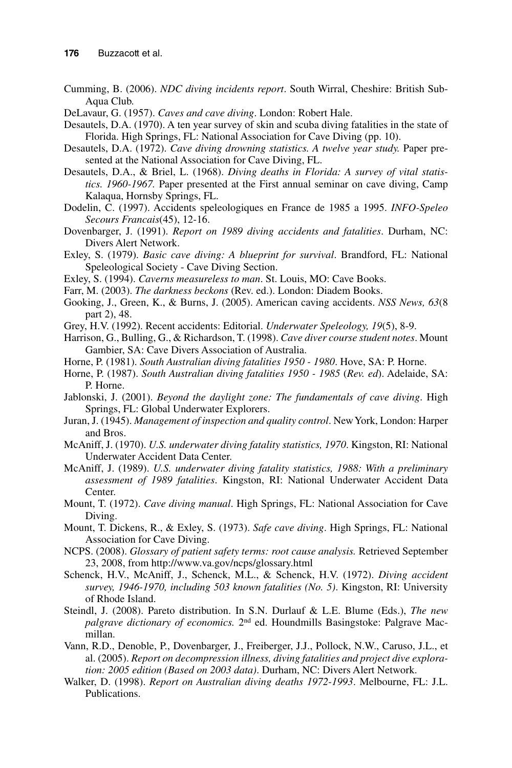Cumming, B. (2006). *NDC diving incidents report*. South Wirral, Cheshire: British Sub-Aqua Club.

DeLavaur, G. (1957). *Caves and cave diving*. London: Robert Hale.

Desautels, D.A. (1970). A ten year survey of skin and scuba diving fatalities in the state of Florida. High Springs, FL: National Association for Cave Diving (pp. 10).

Desautels, D.A. (1972). *Cave diving drowning statistics. A twelve year study.* Paper presented at the National Association for Cave Diving, FL.

Desautels, D.A., & Briel, L. (1968). *Diving deaths in Florida: A survey of vital statistics. 1960-1967.* Paper presented at the First annual seminar on cave diving, Camp Kalaqua, Hornsby Springs, FL.

Dodelin, C. (1997). Accidents speleologiques en France de 1985 a 1995. *INFO-Speleo Secours Francais*(45), 12-16.

Dovenbarger, J. (1991). *Report on 1989 diving accidents and fatalities*. Durham, NC: Divers Alert Network.

Exley, S. (1979). *Basic cave diving: A blueprint for survival*. Brandford, FL: National Speleological Society - Cave Diving Section.

Exley, S. (1994). *Caverns measureless to man*. St. Louis, MO: Cave Books.

Farr, M. (2003). *The darkness beckons* (Rev. ed.). London: Diadem Books.

Gooking, J., Green, K., & Burns, J. (2005). American caving accidents. *NSS News, 63*(8 part 2), 48.

Grey, H.V. (1992). Recent accidents: Editorial. *Underwater Speleology, 19*(5), 8-9.

Harrison, G., Bulling, G., & Richardson, T. (1998). *Cave diver course student notes*. Mount Gambier, SA: Cave Divers Association of Australia.

Horne, P. (1981). *South Australian diving fatalities 1950 - 1980*. Hove, SA: P. Horne.

Horne, P. (1987). *South Australian diving fatalities 1950 - 1985* (*Rev. ed*). Adelaide, SA: P. Horne.

Jablonski, J. (2001). *Beyond the daylight zone: The fundamentals of cave diving*. High Springs, FL: Global Underwater Explorers.

Juran, J. (1945). *Management of inspection and quality control*. New York, London: Harper and Bros.

McAniff, J. (1970). *U.S. underwater diving fatality statistics, 1970*. Kingston, RI: National Underwater Accident Data Center.

McAniff, J. (1989). *U.S. underwater diving fatality statistics, 1988: With a preliminary assessment of 1989 fatalities*. Kingston, RI: National Underwater Accident Data Center.

Mount, T. (1972). *Cave diving manual*. High Springs, FL: National Association for Cave Diving.

Mount, T. Dickens, R., & Exley, S. (1973). *Safe cave diving*. High Springs, FL: National Association for Cave Diving.

NCPS. (2008). *Glossary of patient safety terms: root cause analysis.* Retrieved September 23, 2008, from http://www.va.gov/ncps/glossary.html

Schenck, H.V., McAniff, J., Schenck, M.L., & Schenck, H.V. (1972). *Diving accident survey, 1946-1970, including 503 known fatalities (No. 5)*. Kingston, RI: University of Rhode Island.

Steindl, J. (2008). Pareto distribution. In S.N. Durlauf & L.E. Blume (Eds.), *The new palgrave dictionary of economics.* 2nd ed. Houndmills Basingstoke: Palgrave Macmillan.

Vann, R.D., Denoble, P., Dovenbarger, J., Freiberger, J.J., Pollock, N.W., Caruso, J.L., et al. (2005). *Report on decompression illness, diving fatalities and project dive exploration: 2005 edition (Based on 2003 data)*. Durham, NC: Divers Alert Network.

Walker, D. (1998). *Report on Australian diving deaths 1972-1993*. Melbourne, FL: J.L. Publications.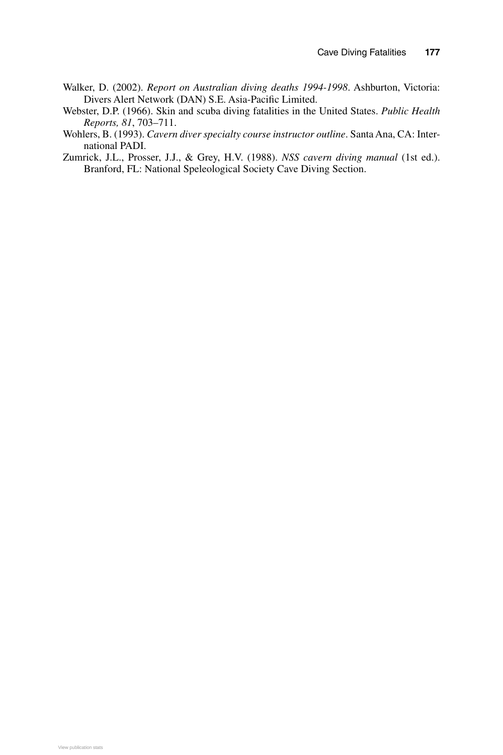Walker, D. (2002). *Report on Australian diving deaths 1994-1998*. Ashburton, Victoria: Divers Alert Network (DAN) S.E. Asia-Pacific Limited.

Webster, D.P. (1966). Skin and scuba diving fatalities in the United States. *Public Health Reports, 81*, 703–711.

Wohlers, B. (1993). *Cavern diver specialty course instructor outline*. Santa Ana, CA: International PADI.

Zumrick, J.L., Prosser, J.J., & Grey, H.V. (1988). *NSS cavern diving manual* (1st ed.). Branford, FL: National Speleological Society Cave Diving Section.